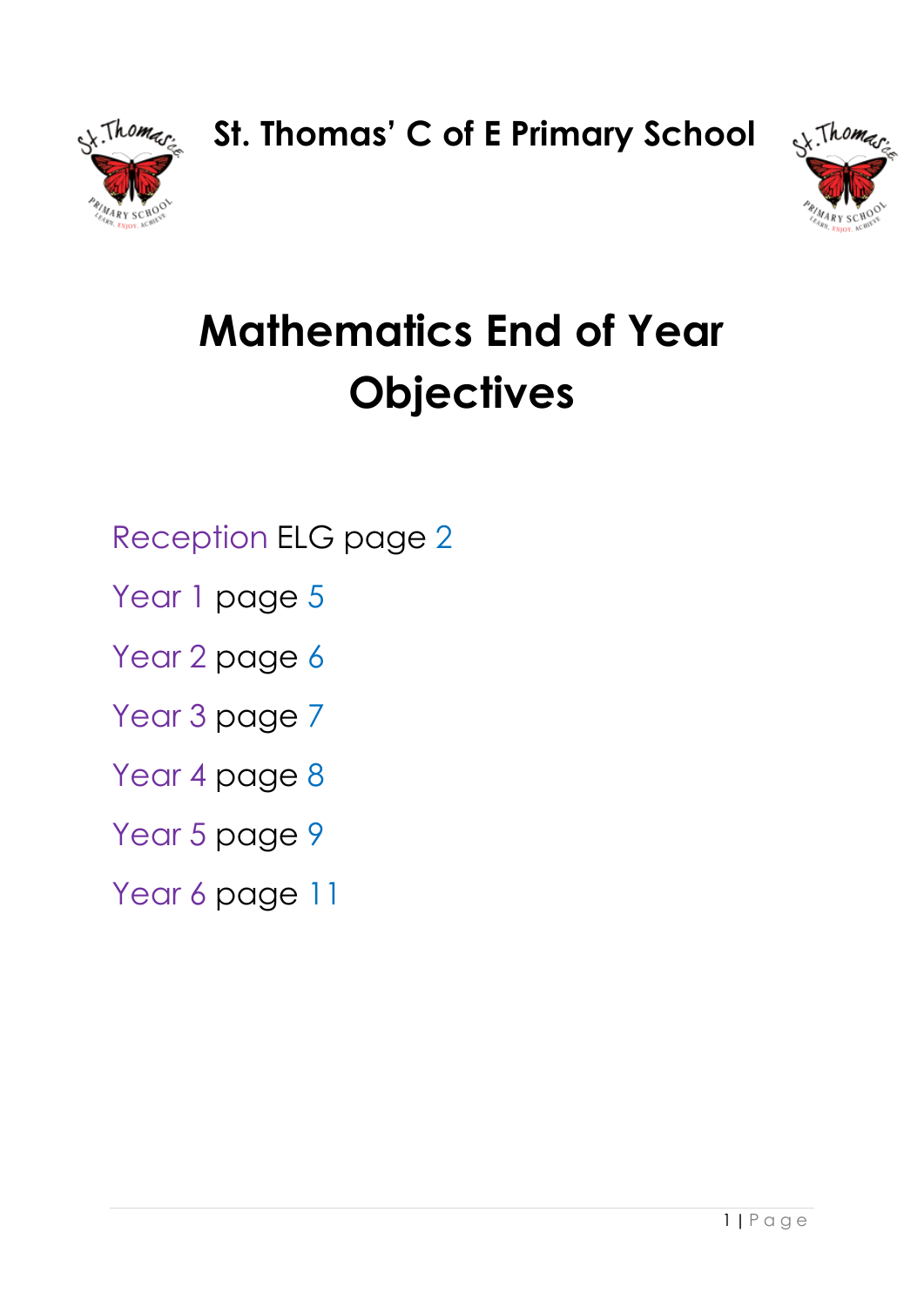**St. Thomas' C of E Primary School**

# Mathematics End of Year Objectives

Reception ELG page 2

Year 1 page 5

Year 2 page 6

Year 3 page 7

Year 4 page 8

Year 5 page 9

Year 6 page 11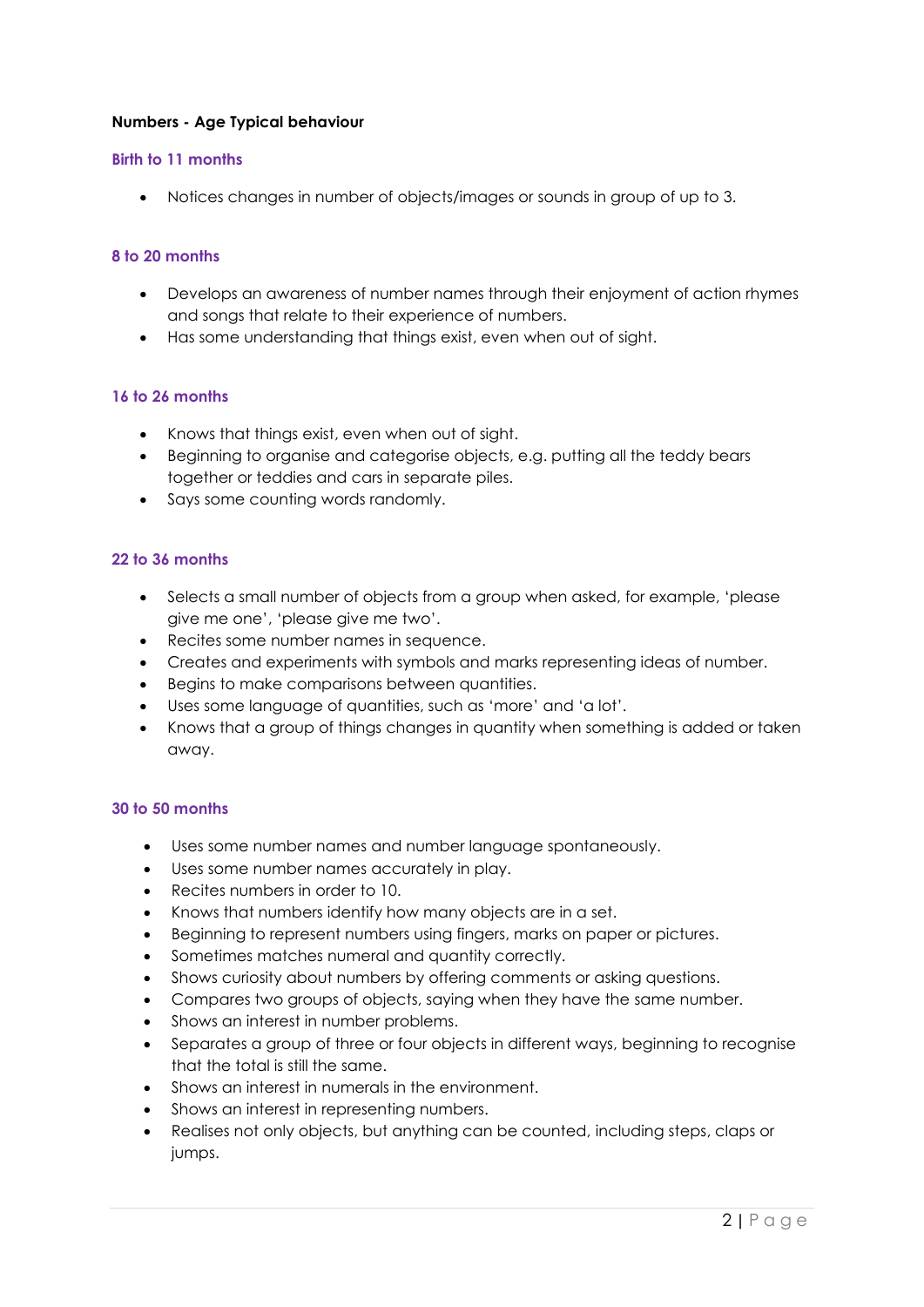**Numbers - Age Typical behaviour**

### Birth to 11 months

- Notices changes in number of objects/images or sounds in group of up to 3.

### 8 to 20 months

- Develops an awareness of number names through their enjoyment of action rhymes and songs that relate to their experience of numbers.
- Has some understanding that things exist, even when out of sight.

### 16 to 26 months

- Knows that things exist, even when out of sight.
- Beginning to organise and categorise objects, e.g. putting all the teddy bears together or teddies and cars in separate piles.
- Says some counting words randomly.

### 22 to 36 months

- Selects a small number of objects from a group when asked, for example, 'please give me one', 'please give me two'.
- Recites some number names in sequence.
- Creates and experiments with symbols and marks representing ideas of number.
- Begins to make comparisons between quantities.
- Uses some language of quantities, such as 'more' and 'a lot'.
- Knows that a group of things changes in quantity when something is added or taken away.

### 30 to 50 months

- Uses some number names and number language spontaneously.
- Uses some number names accurately in play.
- Recites numbers in order to 10.
- Knows that numbers identify how many objects are in a set.
- Beginning to represent numbers using fingers, marks on paper or pictures.
- Sometimes matches numeral and quantity correctly.
- Shows curiosity about numbers by offering comments or asking questions.
- Compares two groups of objects, saying when they have the same number.
- Shows an interest in number problems.
- Separates a group of three or four objects in different ways, beginning to recognise that the total is still the same.
- Shows an interest in numerals in the environment.
- Shows an interest in representing numbers.
- Realises not only objects, but anything can be counted, including steps, claps or jumps.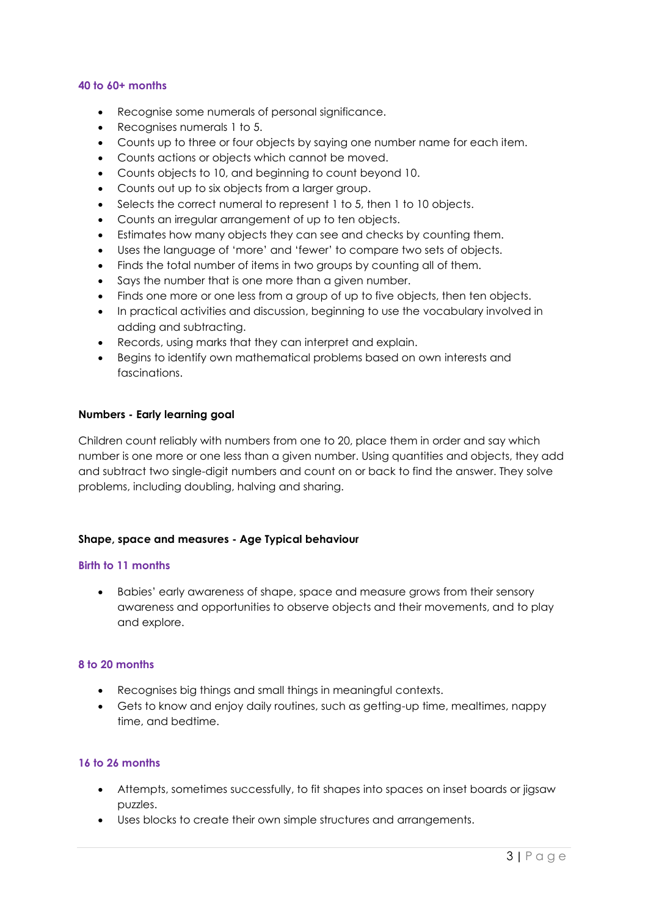#### 40 to 60+ months

- Recognise some numerals of personal significance.
- Recognises numerals 1 to 5.
- Counts up to three or four objects by saying one number name for each item.
- Counts actions or objects which cannot be moved.
- Counts objects to 10, and beginning to count beyond 10.
- Counts out up to six objects from a larger group.
- Selects the correct numeral to represent 1 to 5, then 1 to 10 objects.
- Counts an irregular arrangement of up to ten objects.
- Estimates how many objects they can see and checks by counting them.
- Uses the language of 'more' and 'fewer' to compare two sets of objects.
- Finds the total number of items in two groups by counting all of them.
- Says the number that is one more than a given number.
- Finds one more or one less from a group of up to five objects, then ten objects.
- In practical activities and discussion, beginning to use the vocabulary involved in adding and subtracting.
- Records, using marks that they can interpret and explain.
- Begins to identify own mathematical problems based on own interests and fascinations.

**Numbers - Early learning goal**

Children count reliably with numbers from one to 20, place them in order and say which number is one more or one less than a given number. Using quantities and objects, they add and subtract two single-digit numbers and count on or back to find the answer. They solve problems, including doubling, halving and sharing.

**Shape, space and measures - Age Typical behaviour**

#### Birth to 11 months

- Babies' early awareness of shape, space and measure grows from their sensory awareness and opportunities to observe objects and their movements, and to play and explore.

#### 8 to 20 months

- Recognises big things and small things in meaningful contexts.
- Gets to know and enjoy daily routines, such as getting-up time, mealtimes, nappy time, and bedtime.

#### 16 to 26 months

- Attempts, sometimes successfully, to fit shapes into spaces on inset boards or jigsaw puzzles.
- Uses blocks to create their own simple structures and arrangements.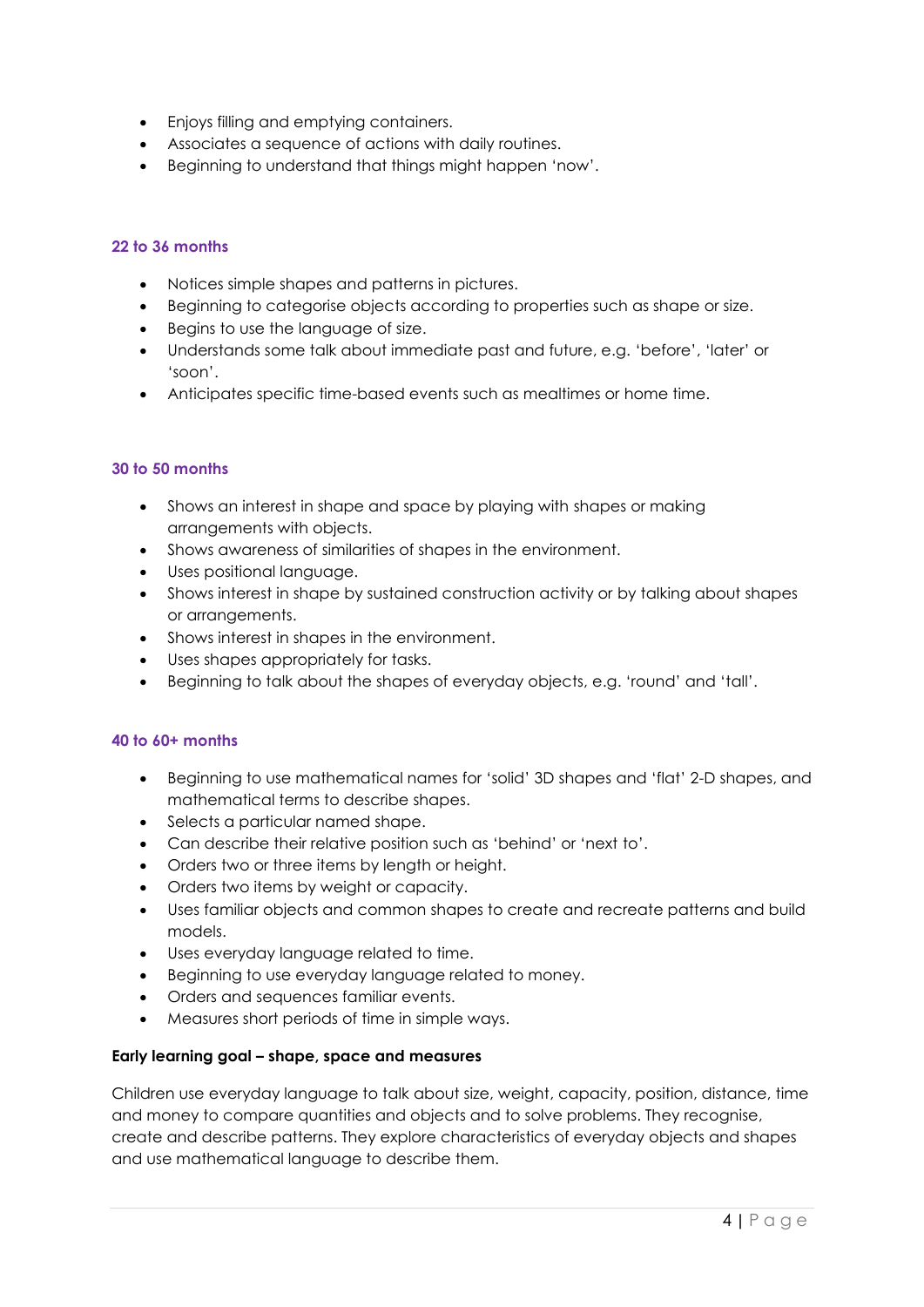- Enjoys filling and emptying containers.
- Associates a sequence of actions with daily routines.
- Beginning to understand that things might happen 'now'.

### 22 to 36 months

- Notices simple shapes and patterns in pictures.
- Beginning to categorise objects according to properties such as shape or size.
- Begins to use the language of size.
- Understands some talk about immediate past and future, e.g. 'before', 'later' or 'soon'.
- Anticipates specific time-based events such as mealtimes or home time.

### 30 to 50 months

- Shows an interest in shape and space by playing with shapes or making arrangements with objects.
- Shows awareness of similarities of shapes in the environment.
- Uses positional language.
- Shows interest in shape by sustained construction activity or by talking about shapes or arrangements.
- Shows interest in shapes in the environment.
- Uses shapes appropriately for tasks.
- Beginning to talk about the shapes of everyday objects, e.g. 'round' and 'tall'.

### 40 to 60+ months

- Beginning to use mathematical names for 'solid' 3D shapes and 'flat' 2-D shapes, and mathematical terms to describe shapes.
- Selects a particular named shape.
- Can describe their relative position such as 'behind' or 'next to'.
- Orders two or three items by length or height.
- Orders two items by weight or capacity.
- Uses familiar objects and common shapes to create and recreate patterns and build models.
- Uses everyday language related to time.
- Beginning to use everyday language related to money.
- Orders and sequences familiar events.
- Measures short periods of time in simple ways.

**Early learning goal – shape, space and measures**

Children use everyday language to talk about size, weight, capacity, position, distance, time and money to compare quantities and objects and to solve problems. They recognise, create and describe patterns. They explore characteristics of everyday objects and shapes and use mathematical language to describe them.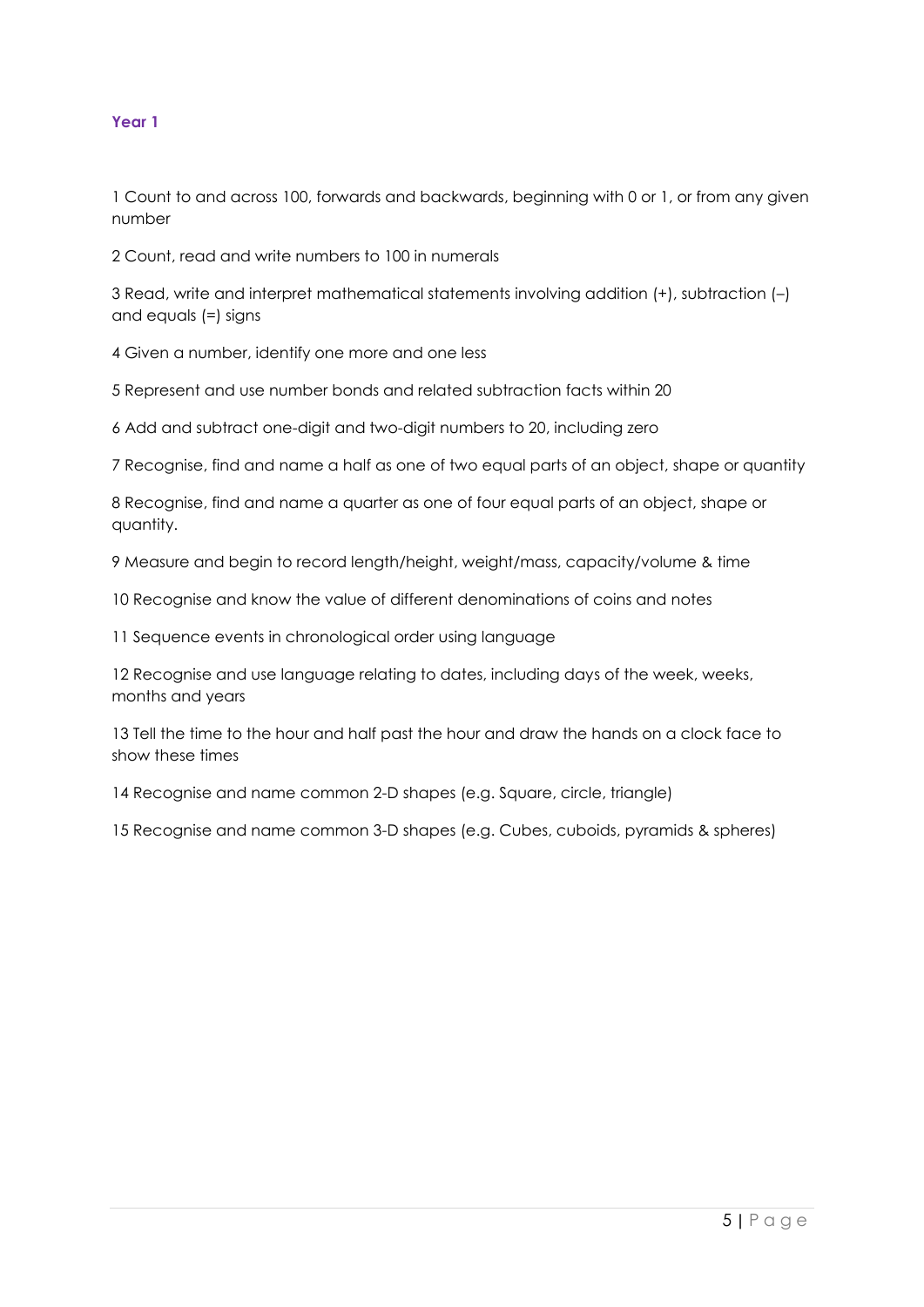## Year 1

1 Count to and across 100, forwards and backwards, beginning with 0 or 1, or from any given number

2 Count, read and write numbers to 100 in numerals

3 Read, write and interpret mathematical statements involving addition (+), subtraction (–) and equals (=) signs

4 Given a number, identify one more and one less

5 Represent and use number bonds and related subtraction facts within 20

6 Add and subtract one-digit and two-digit numbers to 20, including zero

7 Recognise, find and name a half as one of two equal parts of an object, shape or quantity

8 Recognise, find and name a quarter as one of four equal parts of an object, shape or quantity.

9 Measure and begin to record length/height, weight/mass, capacity/volume & time

10 Recognise and know the value of different denominations of coins and notes

11 Sequence events in chronological order using language

12 Recognise and use language relating to dates, including days of the week, weeks, months and years

13 Tell the time to the hour and half past the hour and draw the hands on a clock face to show these times

14 Recognise and name common 2-D shapes (e.g. Square, circle, triangle)

15 Recognise and name common 3-D shapes (e.g. Cubes, cuboids, pyramids & spheres)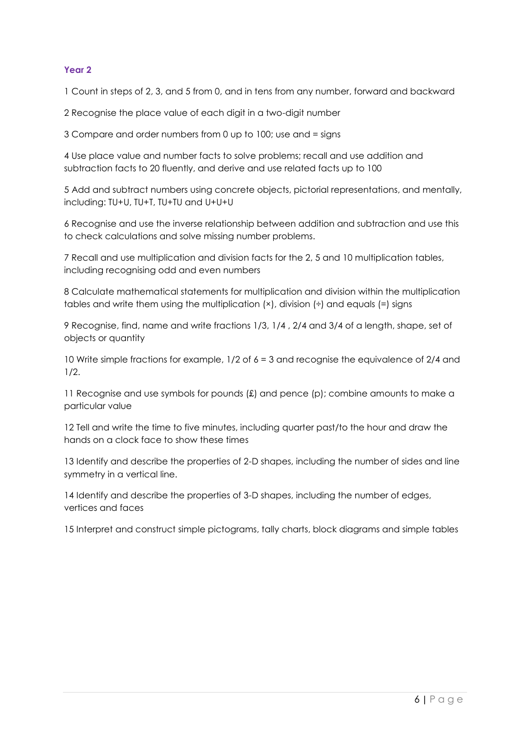### Year 2

1 Count in steps of 2, 3, and 5 from 0, and in tens from any number, forward and backward

2 Recognise the place value of each digit in a two-digit number

3 Compare and order numbers from 0 up to 100; use and = signs

4 Use place value and number facts to solve problems; recall and use addition and subtraction facts to 20 fluently, and derive and use related facts up to 100

5 Add and subtract numbers using concrete objects, pictorial representations, and mentally, including: TU+U, TU+T, TU+TU and U+U+U

6 Recognise and use the inverse relationship between addition and subtraction and use this to check calculations and solve missing number problems.

7 Recall and use multiplication and division facts for the 2, 5 and 10 multiplication tables, including recognising odd and even numbers

8 Calculate mathematical statements for multiplication and division within the multiplication tables and write them using the multiplication (×), division (÷) and equals (=) signs

9 Recognise, find, name and write fractions 1/3, 1/4 , 2/4 and 3/4 of a length, shape, set of objects or quantity

10 Write simple fractions for example, 1/2 of 6 = 3 and recognise the equivalence of 2/4 and 1/2.

11 Recognise and use symbols for pounds (£) and pence (p); combine amounts to make a particular value

12 Tell and write the time to five minutes, including quarter past/to the hour and draw the hands on a clock face to show these times

13 Identify and describe the properties of 2-D shapes, including the number of sides and line symmetry in a vertical line.

14 Identify and describe the properties of 3-D shapes, including the number of edges, vertices and faces

15 Interpret and construct simple pictograms, tally charts, block diagrams and simple tables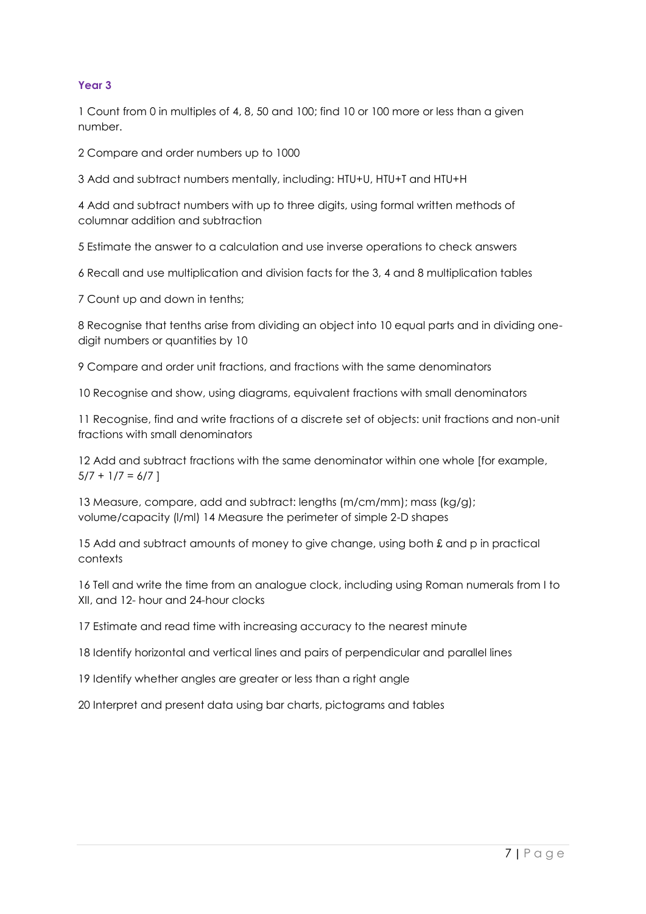### Year 3

1 Count from 0 in multiples of 4, 8, 50 and 100; find 10 or 100 more or less than a given number.

2 Compare and order numbers up to 1000

3 Add and subtract numbers mentally, including: HTU+U, HTU+T and HTU+H

4 Add and subtract numbers with up to three digits, using formal written methods of columnar addition and subtraction

5 Estimate the answer to a calculation and use inverse operations to check answers

6 Recall and use multiplication and division facts for the 3, 4 and 8 multiplication tables

7 Count up and down in tenths;

8 Recognise that tenths arise from dividing an object into 10 equal parts and in dividing one-digit numbers or quantities by 10

9 Compare and order unit fractions, and fractions with the same denominators

10 Recognise and show, using diagrams, equivalent fractions with small denominators

11 Recognise, find and write fractions of a discrete set of objects: unit fractions and non-unit fractions with small denominators

12 Add and subtract fractions with the same denominator within one whole [for example, $5/7 + 1/7 = 6/7$ ]

13 Measure, compare, add and subtract: lengths (m/cm/mm); mass (kg/g); volume/capacity (l/ml) 14 Measure the perimeter of simple 2-D shapes

15 Add and subtract amounts of money to give change, using both £ and p in practical contexts

16 Tell and write the time from an analogue clock, including using Roman numerals from I to XII, and 12- hour and 24-hour clocks

17 Estimate and read time with increasing accuracy to the nearest minute

18 Identify horizontal and vertical lines and pairs of perpendicular and parallel lines

19 Identify whether angles are greater or less than a right angle

20 Interpret and present data using bar charts, pictograms and tables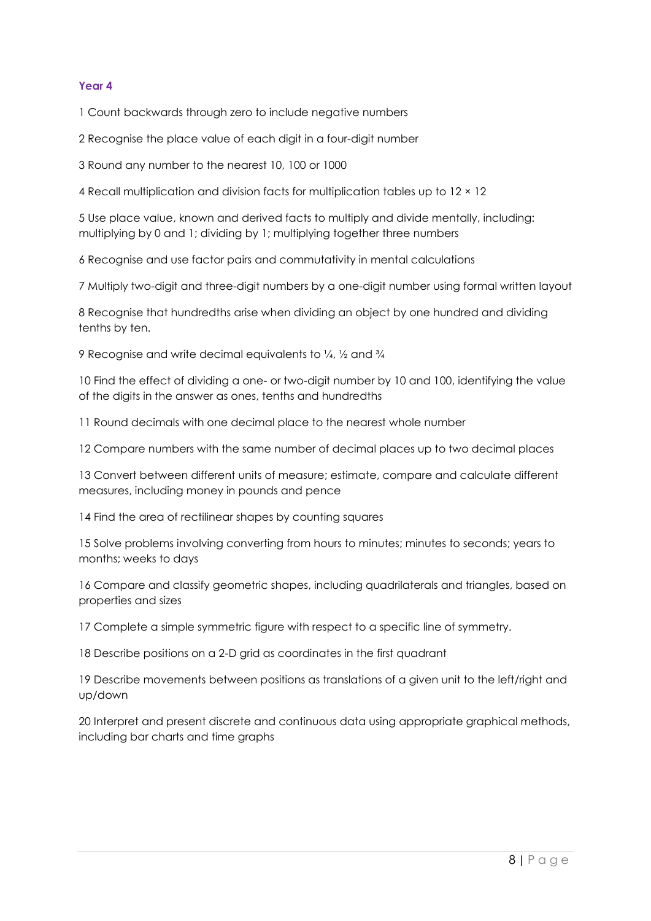## Year 4

1 Count backwards through zero to include negative numbers

2 Recognise the place value of each digit in a four-digit number

3 Round any number to the nearest 10, 100 or 1000

4 Recall multiplication and division facts for multiplication tables up to 12 × 12

5 Use place value, known and derived facts to multiply and divide mentally, including: multiplying by 0 and 1; dividing by 1; multiplying together three numbers

6 Recognise and use factor pairs and commutativity in mental calculations

7 Multiply two-digit and three-digit numbers by a one-digit number using formal written layout

8 Recognise that hundredths arise when dividing an object by one hundred and dividing tenths by ten.

9 Recognise and write decimal equivalents to ¼, ½ and ¾

10 Find the effect of dividing a one- or two-digit number by 10 and 100, identifying the value of the digits in the answer as ones, tenths and hundredths

11 Round decimals with one decimal place to the nearest whole number

12 Compare numbers with the same number of decimal places up to two decimal places

13 Convert between different units of measure; estimate, compare and calculate different measures, including money in pounds and pence

14 Find the area of rectilinear shapes by counting squares

15 Solve problems involving converting from hours to minutes; minutes to seconds; years to months; weeks to days

16 Compare and classify geometric shapes, including quadrilaterals and triangles, based on properties and sizes

17 Complete a simple symmetric figure with respect to a specific line of symmetry.

18 Describe positions on a 2-D grid as coordinates in the first quadrant

19 Describe movements between positions as translations of a given unit to the left/right and up/down

20 Interpret and present discrete and continuous data using appropriate graphical methods, including bar charts and time graphs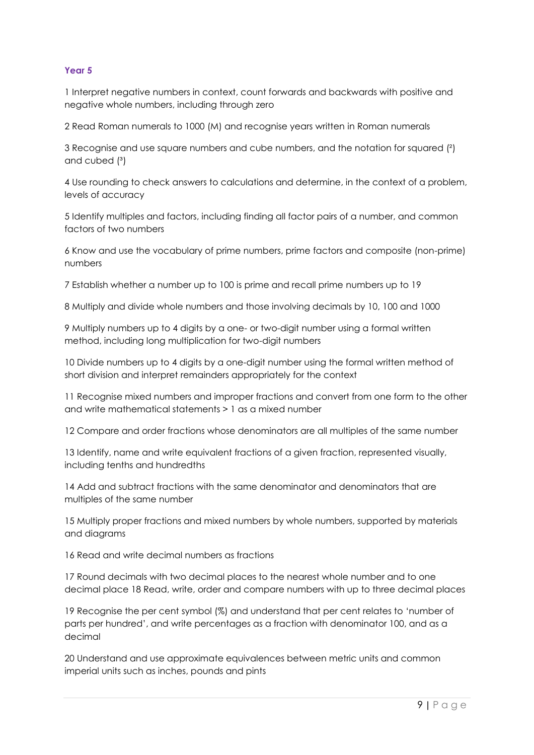### Year 5

1 Interpret negative numbers in context, count forwards and backwards with positive and negative whole numbers, including through zero

2 Read Roman numerals to 1000 (M) and recognise years written in Roman numerals

3 Recognise and use square numbers and cube numbers, and the notation for squared ($^2$) and cubed ($^3$)

4 Use rounding to check answers to calculations and determine, in the context of a problem, levels of accuracy

5 Identify multiples and factors, including finding all factor pairs of a number, and common factors of two numbers

6 Know and use the vocabulary of prime numbers, prime factors and composite (non-prime) numbers

7 Establish whether a number up to 100 is prime and recall prime numbers up to 19

8 Multiply and divide whole numbers and those involving decimals by 10, 100 and 1000

9 Multiply numbers up to 4 digits by a one- or two-digit number using a formal written method, including long multiplication for two-digit numbers

10 Divide numbers up to 4 digits by a one-digit number using the formal written method of short division and interpret remainders appropriately for the context

11 Recognise mixed numbers and improper fractions and convert from one form to the other and write mathematical statements > 1 as a mixed number

12 Compare and order fractions whose denominators are all multiples of the same number

13 Identify, name and write equivalent fractions of a given fraction, represented visually, including tenths and hundredths

14 Add and subtract fractions with the same denominator and denominators that are multiples of the same number

15 Multiply proper fractions and mixed numbers by whole numbers, supported by materials and diagrams

16 Read and write decimal numbers as fractions

17 Round decimals with two decimal places to the nearest whole number and to one decimal place 18 Read, write, order and compare numbers with up to three decimal places

19 Recognise the per cent symbol (%) and understand that per cent relates to 'number of parts per hundred', and write percentages as a fraction with denominator 100, and as a decimal

20 Understand and use approximate equivalences between metric units and common imperial units such as inches, pounds and pints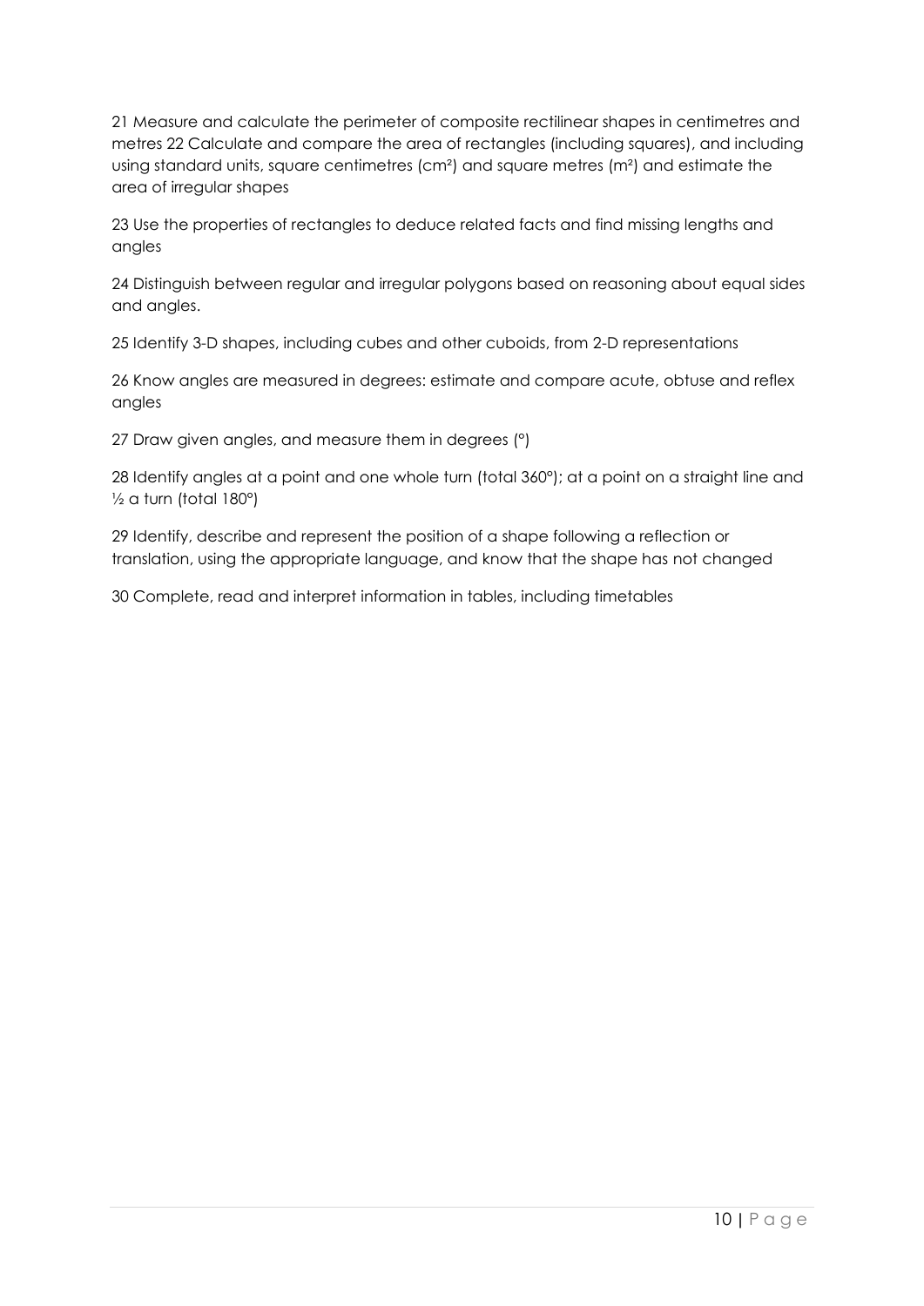21 Measure and calculate the perimeter of composite rectilinear shapes in centimetres and metres 22 Calculate and compare the area of rectangles (including squares), and including using standard units, square centimetres ($cm^2$) and square metres ($m^2$) and estimate the area of irregular shapes

23 Use the properties of rectangles to deduce related facts and find missing lengths and angles

24 Distinguish between regular and irregular polygons based on reasoning about equal sides and angles.

25 Identify 3-D shapes, including cubes and other cuboids, from 2-D representations

26 Know angles are measured in degrees: estimate and compare acute, obtuse and reflex angles

27 Draw given angles, and measure them in degrees (°)

28 Identify angles at a point and one whole turn (total 360°); at a point on a straight line and ½ a turn (total 180°)

29 Identify, describe and represent the position of a shape following a reflection or translation, using the appropriate language, and know that the shape has not changed

30 Complete, read and interpret information in tables, including timetables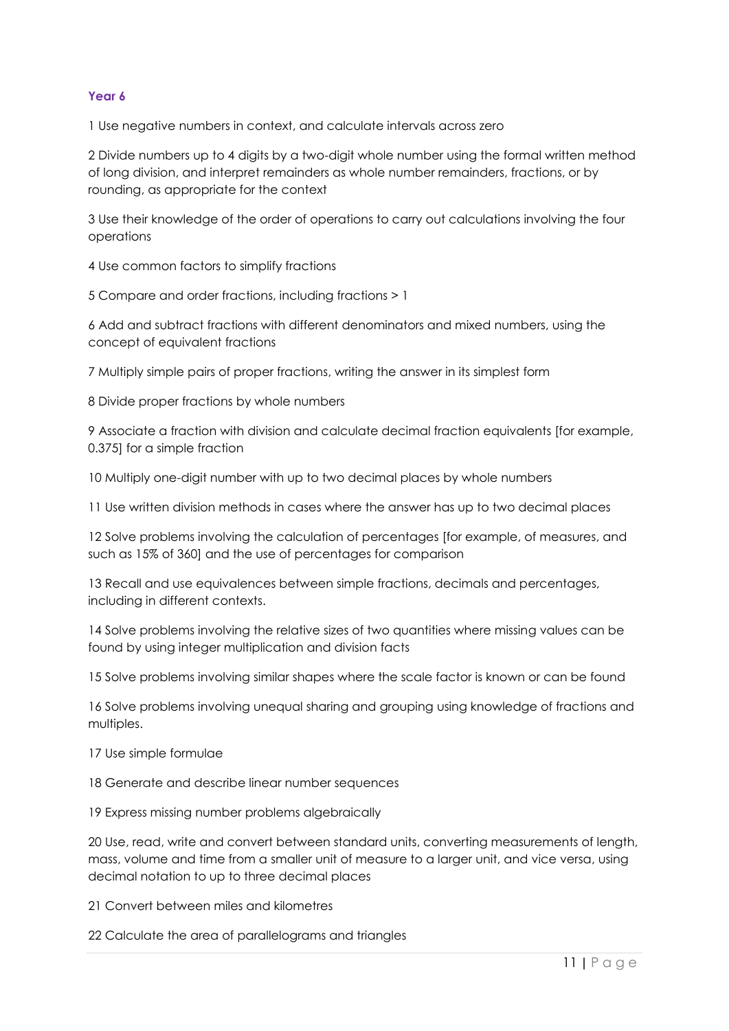## Year 6

1 Use negative numbers in context, and calculate intervals across zero

2 Divide numbers up to 4 digits by a two-digit whole number using the formal written method of long division, and interpret remainders as whole number remainders, fractions, or by rounding, as appropriate for the context

3 Use their knowledge of the order of operations to carry out calculations involving the four operations

4 Use common factors to simplify fractions

5 Compare and order fractions, including fractions > 1

6 Add and subtract fractions with different denominators and mixed numbers, using the concept of equivalent fractions

7 Multiply simple pairs of proper fractions, writing the answer in its simplest form

8 Divide proper fractions by whole numbers

9 Associate a fraction with division and calculate decimal fraction equivalents [for example, 0.375] for a simple fraction

10 Multiply one-digit number with up to two decimal places by whole numbers

11 Use written division methods in cases where the answer has up to two decimal places

12 Solve problems involving the calculation of percentages [for example, of measures, and such as 15% of 360] and the use of percentages for comparison

13 Recall and use equivalences between simple fractions, decimals and percentages, including in different contexts.

14 Solve problems involving the relative sizes of two quantities where missing values can be found by using integer multiplication and division facts

15 Solve problems involving similar shapes where the scale factor is known or can be found

16 Solve problems involving unequal sharing and grouping using knowledge of fractions and multiples.

17 Use simple formulae

18 Generate and describe linear number sequences

19 Express missing number problems algebraically

20 Use, read, write and convert between standard units, converting measurements of length, mass, volume and time from a smaller unit of measure to a larger unit, and vice versa, using decimal notation to up to three decimal places

21 Convert between miles and kilometres

22 Calculate the area of parallelograms and triangles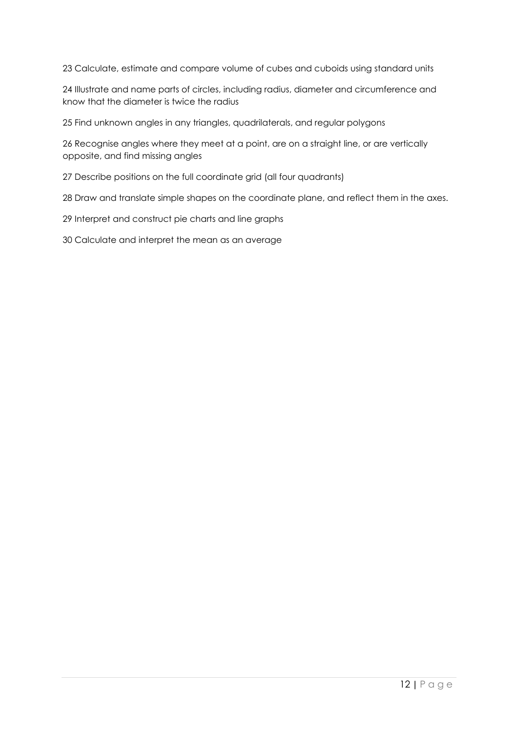23 Calculate, estimate and compare volume of cubes and cuboids using standard units

24 Illustrate and name parts of circles, including radius, diameter and circumference and know that the diameter is twice the radius

25 Find unknown angles in any triangles, quadrilaterals, and regular polygons

26 Recognise angles where they meet at a point, are on a straight line, or are vertically opposite, and find missing angles

27 Describe positions on the full coordinate grid (all four quadrants)

28 Draw and translate simple shapes on the coordinate plane, and reflect them in the axes.

29 Interpret and construct pie charts and line graphs

30 Calculate and interpret the mean as an average